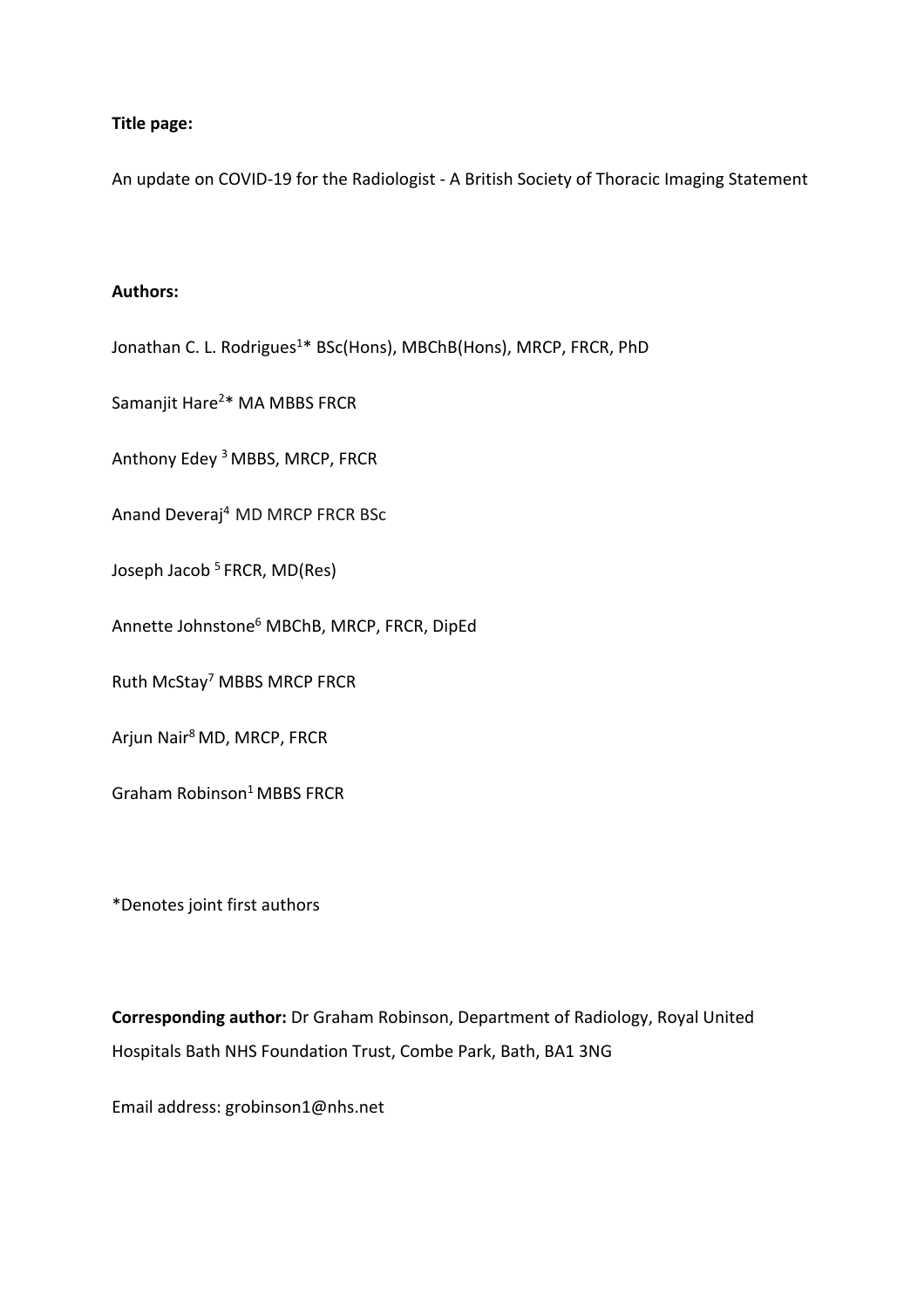**Title page:**

An update on COVID-19 for the Radiologist - A British Society of Thoracic Imaging Statement

**Authors:**

Jonathan C. L. Rodrigues[1]* BSc(Hons), MBChB(Hons), MRCP, FRCR, PhD

Samanjit Hare[2]* MA MBBS FRCR

Anthony Edey [3] MBBS, MRCP, FRCR

Anand Deveraj[4] MD MRCP FRCR BSc

Joseph Jacob [5] FRCR, MD(Res)

Annette Johnstone[6] MBChB, MRCP, FRCR, DipEd

Ruth McStay[7] MBBS MRCP FRCR

Arjun Nair[8] MD, MRCP, FRCR

Graham Robinson[1] MBBS FRCR

*Denotes joint first authors

**Corresponding author:** Dr Graham Robinson, Department of Radiology, Royal United Hospitals Bath NHS Foundation Trust, Combe Park, Bath, BA1 3NG

Email address: grobinson1@nhs.net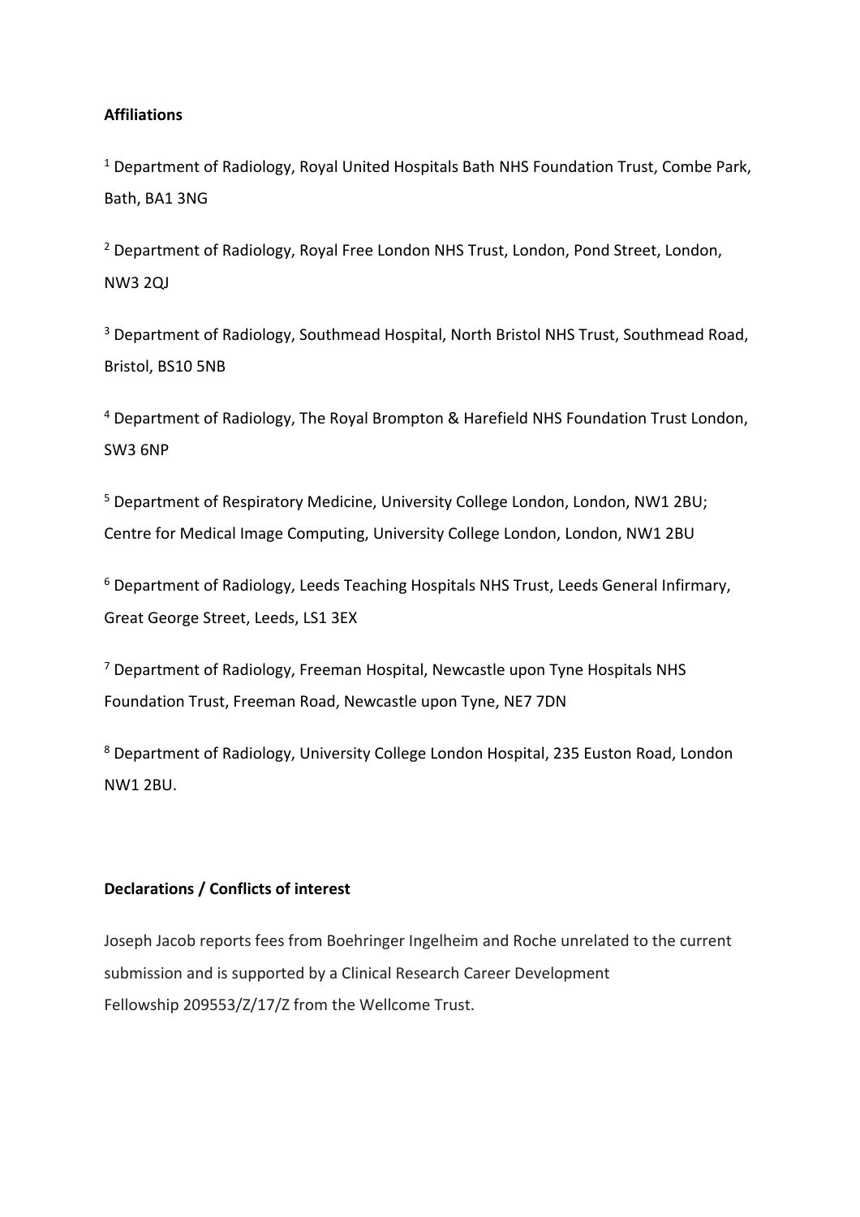**Affiliations**

[1] Department of Radiology, Royal United Hospitals Bath NHS Foundation Trust, Combe Park, Bath, BA1 3NG

[2] Department of Radiology, Royal Free London NHS Trust, London, Pond Street, London, NW3 2QJ

[3] Department of Radiology, Southmead Hospital, North Bristol NHS Trust, Southmead Road, Bristol, BS10 5NB

[4] Department of Radiology, The Royal Brompton & Harefield NHS Foundation Trust London, SW3 6NP

[5] Department of Respiratory Medicine, University College London, London, NW1 2BU; Centre for Medical Image Computing, University College London, London, NW1 2BU

[6] Department of Radiology, Leeds Teaching Hospitals NHS Trust, Leeds General Infirmary, Great George Street, Leeds, LS1 3EX

[7] Department of Radiology, Freeman Hospital, Newcastle upon Tyne Hospitals NHS Foundation Trust, Freeman Road, Newcastle upon Tyne, NE7 7DN

[8] Department of Radiology, University College London Hospital, 235 Euston Road, London NW1 2BU.

**Declarations / Conflicts of interest**

Joseph Jacob reports fees from Boehringer Ingelheim and Roche unrelated to the current submission and is supported by a Clinical Research Career Development Fellowship 209553/Z/17/Z from the Wellcome Trust.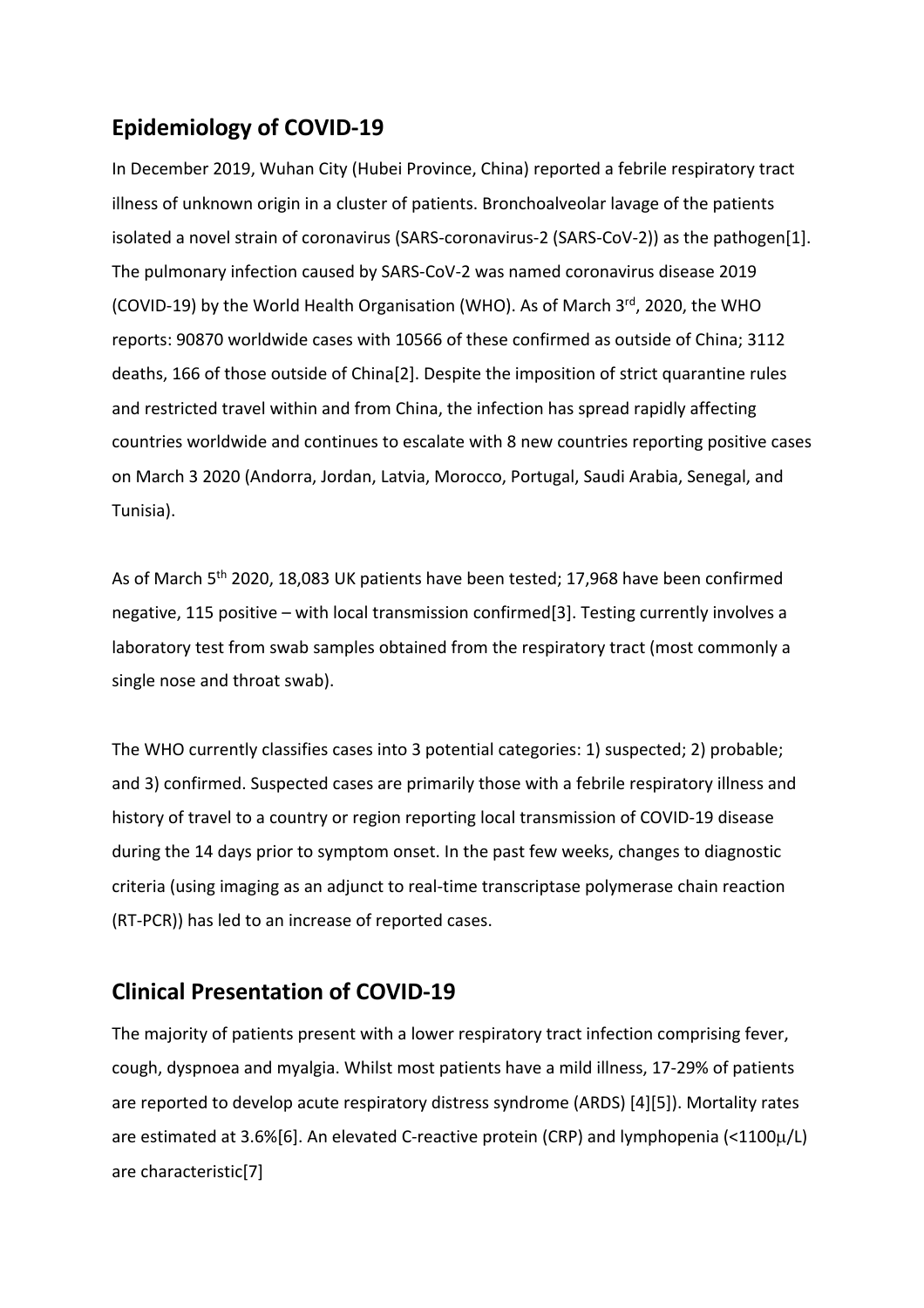## Epidemiology of COVID-19

In December 2019, Wuhan City (Hubei Province, China) reported a febrile respiratory tract illness of unknown origin in a cluster of patients. Bronchoalveolar lavage of the patients isolated a novel strain of coronavirus (SARS-coronavirus-2 (SARS-CoV-2)) as the pathogen[1]. The pulmonary infection caused by SARS-CoV-2 was named coronavirus disease 2019 (COVID-19) by the World Health Organisation (WHO). As of March 3rd, 2020, the WHO reports: 90870 worldwide cases with 10566 of these confirmed as outside of China; 3112 deaths, 166 of those outside of China[2]. Despite the imposition of strict quarantine rules and restricted travel within and from China, the infection has spread rapidly affecting countries worldwide and continues to escalate with 8 new countries reporting positive cases on March 3 2020 (Andorra, Jordan, Latvia, Morocco, Portugal, Saudi Arabia, Senegal, and Tunisia).

As of March 5th 2020, 18,083 UK patients have been tested; 17,968 have been confirmed negative, 115 positive – with local transmission confirmed[3]. Testing currently involves a laboratory test from swab samples obtained from the respiratory tract (most commonly a single nose and throat swab).

The WHO currently classifies cases into 3 potential categories: 1) suspected; 2) probable; and 3) confirmed. Suspected cases are primarily those with a febrile respiratory illness and history of travel to a country or region reporting local transmission of COVID-19 disease during the 14 days prior to symptom onset. In the past few weeks, changes to diagnostic criteria (using imaging as an adjunct to real-time transcriptase polymerase chain reaction (RT-PCR)) has led to an increase of reported cases.

## Clinical Presentation of COVID-19

The majority of patients present with a lower respiratory tract infection comprising fever, cough, dyspnoea and myalgia. Whilst most patients have a mild illness, 17-29% of patients are reported to develop acute respiratory distress syndrome (ARDS) [4][5]). Mortality rates are estimated at 3.6%[6]. An elevated C-reactive protein (CRP) and lymphopenia (<1100μ/L) are characteristic[7]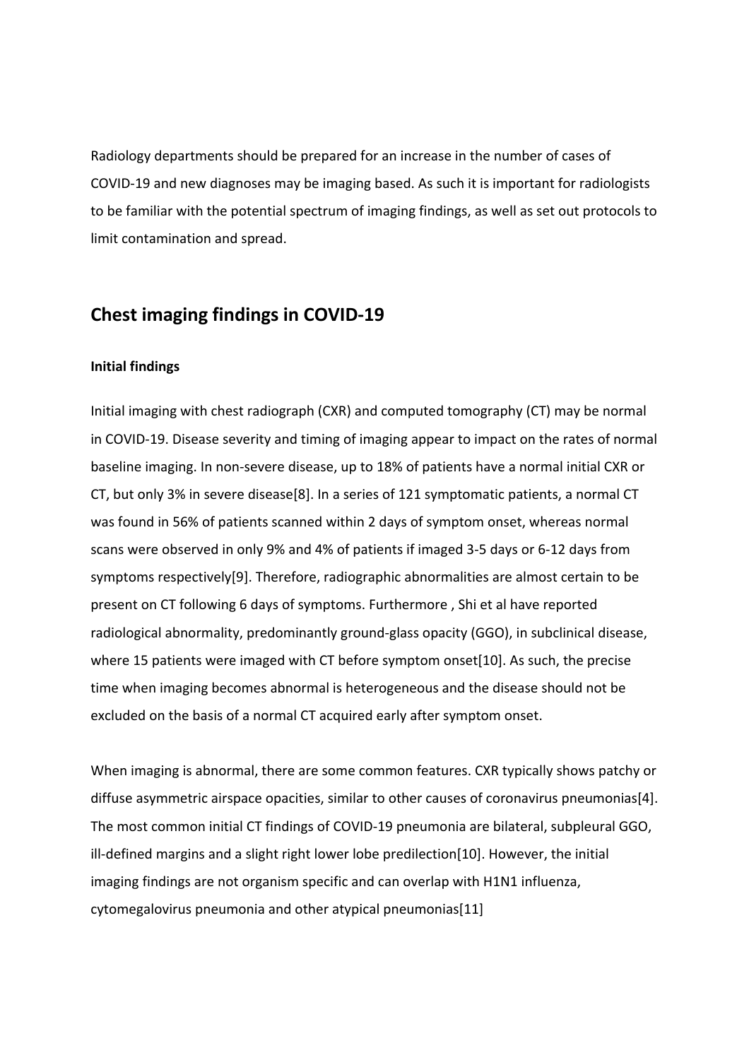Radiology departments should be prepared for an increase in the number of cases of COVID-19 and new diagnoses may be imaging based. As such it is important for radiologists to be familiar with the potential spectrum of imaging findings, as well as set out protocols to limit contamination and spread.

## Chest imaging findings in COVID-19

### Initial findings

Initial imaging with chest radiograph (CXR) and computed tomography (CT) may be normal in COVID-19. Disease severity and timing of imaging appear to impact on the rates of normal baseline imaging. In non-severe disease, up to 18% of patients have a normal initial CXR or CT, but only 3% in severe disease[8]. In a series of 121 symptomatic patients, a normal CT was found in 56% of patients scanned within 2 days of symptom onset, whereas normal scans were observed in only 9% and 4% of patients if imaged 3-5 days or 6-12 days from symptoms respectively[9]. Therefore, radiographic abnormalities are almost certain to be present on CT following 6 days of symptoms. Furthermore , Shi et al have reported radiological abnormality, predominantly ground-glass opacity (GGO), in subclinical disease, where 15 patients were imaged with CT before symptom onset[10]. As such, the precise time when imaging becomes abnormal is heterogeneous and the disease should not be excluded on the basis of a normal CT acquired early after symptom onset.

When imaging is abnormal, there are some common features. CXR typically shows patchy or diffuse asymmetric airspace opacities, similar to other causes of coronavirus pneumonias[4]. The most common initial CT findings of COVID-19 pneumonia are bilateral, subpleural GGO, ill-defined margins and a slight right lower lobe predilection[10]. However, the initial imaging findings are not organism specific and can overlap with H1N1 influenza, cytomegalovirus pneumonia and other atypical pneumonias[11]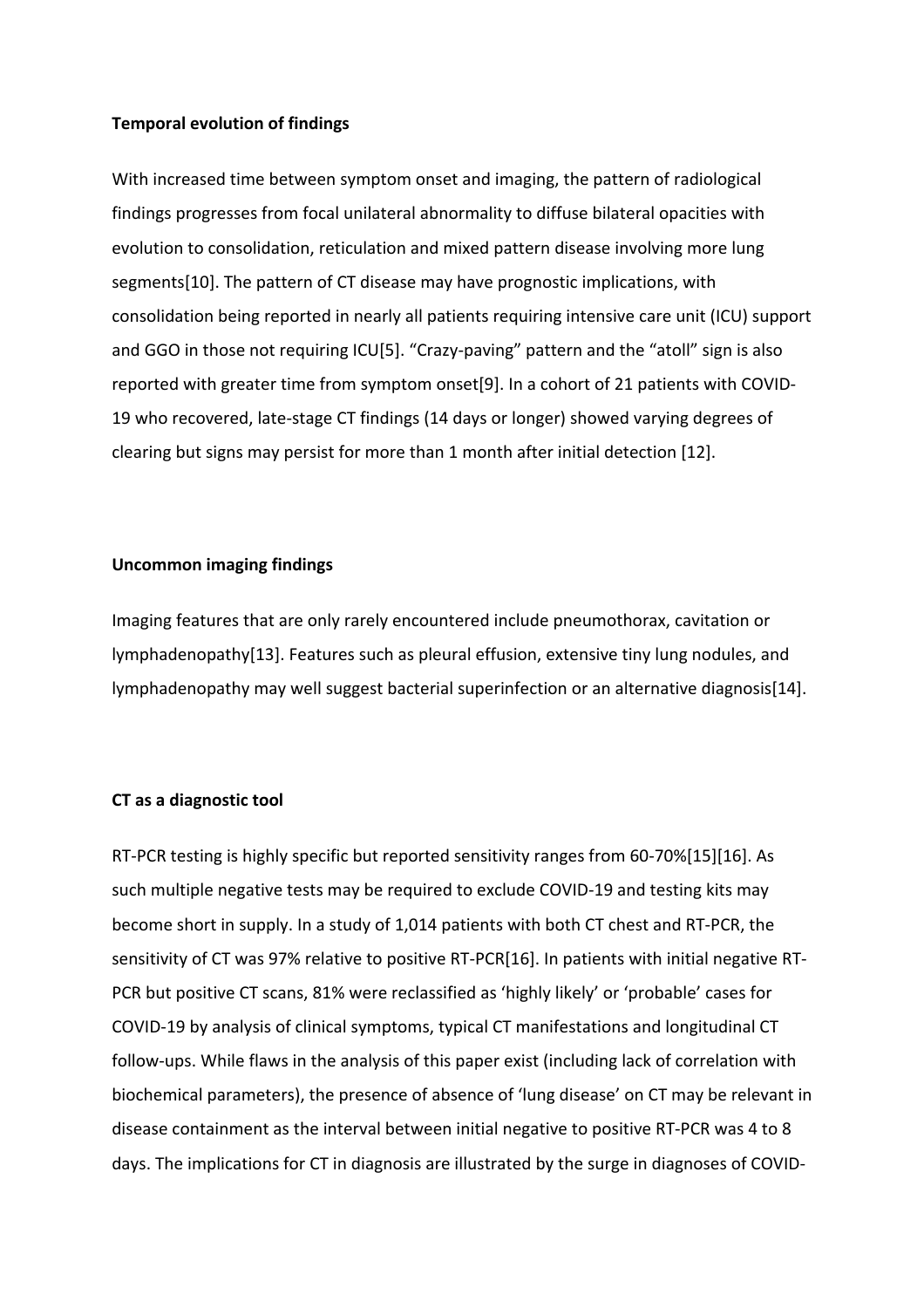### Temporal evolution of findings

With increased time between symptom onset and imaging, the pattern of radiological findings progresses from focal unilateral abnormality to diffuse bilateral opacities with evolution to consolidation, reticulation and mixed pattern disease involving more lung segments[10]. The pattern of CT disease may have prognostic implications, with consolidation being reported in nearly all patients requiring intensive care unit (ICU) support and GGO in those not requiring ICU[5]. "Crazy-paving" pattern and the "atoll" sign is also reported with greater time from symptom onset[9]. In a cohort of 21 patients with COVID-19 who recovered, late-stage CT findings (14 days or longer) showed varying degrees of clearing but signs may persist for more than 1 month after initial detection [12].

### Uncommon imaging findings

Imaging features that are only rarely encountered include pneumothorax, cavitation or lymphadenopathy[13]. Features such as pleural effusion, extensive tiny lung nodules, and lymphadenopathy may well suggest bacterial superinfection or an alternative diagnosis[14].

### CT as a diagnostic tool

RT-PCR testing is highly specific but reported sensitivity ranges from 60-70%[15][16]. As such multiple negative tests may be required to exclude COVID-19 and testing kits may become short in supply. In a study of 1,014 patients with both CT chest and RT-PCR, the sensitivity of CT was 97% relative to positive RT-PCR[16]. In patients with initial negative RT-PCR but positive CT scans, 81% were reclassified as 'highly likely' or 'probable' cases for COVID-19 by analysis of clinical symptoms, typical CT manifestations and longitudinal CT follow-ups. While flaws in the analysis of this paper exist (including lack of correlation with biochemical parameters), the presence of absence of 'lung disease' on CT may be relevant in disease containment as the interval between initial negative to positive RT-PCR was 4 to 8 days. The implications for CT in diagnosis are illustrated by the surge in diagnoses of COVID-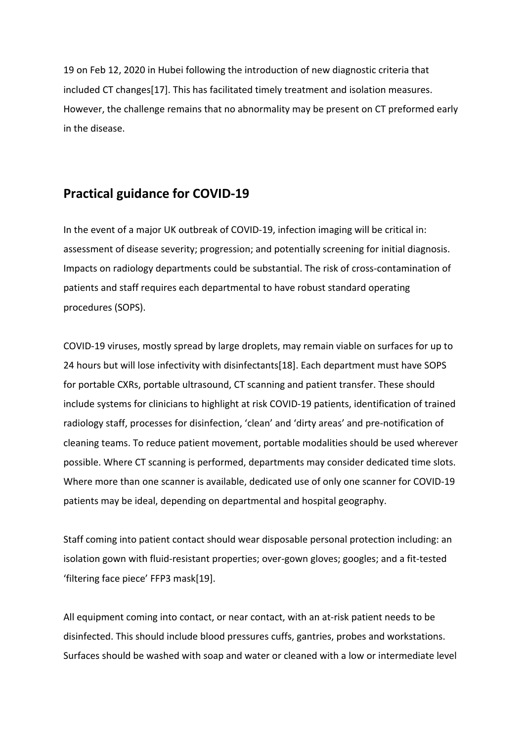19 on Feb 12, 2020 in Hubei following the introduction of new diagnostic criteria that included CT changes[17]. This has facilitated timely treatment and isolation measures. However, the challenge remains that no abnormality may be present on CT preformed early in the disease.

## Practical guidance for COVID-19

In the event of a major UK outbreak of COVID-19, infection imaging will be critical in: assessment of disease severity; progression; and potentially screening for initial diagnosis. Impacts on radiology departments could be substantial. The risk of cross-contamination of patients and staff requires each departmental to have robust standard operating procedures (SOPS).

COVID-19 viruses, mostly spread by large droplets, may remain viable on surfaces for up to 24 hours but will lose infectivity with disinfectants[18]. Each department must have SOPS for portable CXRs, portable ultrasound, CT scanning and patient transfer. These should include systems for clinicians to highlight at risk COVID-19 patients, identification of trained radiology staff, processes for disinfection, 'clean' and 'dirty areas' and pre-notification of cleaning teams. To reduce patient movement, portable modalities should be used wherever possible. Where CT scanning is performed, departments may consider dedicated time slots. Where more than one scanner is available, dedicated use of only one scanner for COVID-19 patients may be ideal, depending on departmental and hospital geography.

Staff coming into patient contact should wear disposable personal protection including: an isolation gown with fluid-resistant properties; over-gown gloves; googles; and a fit-tested 'filtering face piece' FFP3 mask[19].

All equipment coming into contact, or near contact, with an at-risk patient needs to be disinfected. This should include blood pressures cuffs, gantries, probes and workstations. Surfaces should be washed with soap and water or cleaned with a low or intermediate level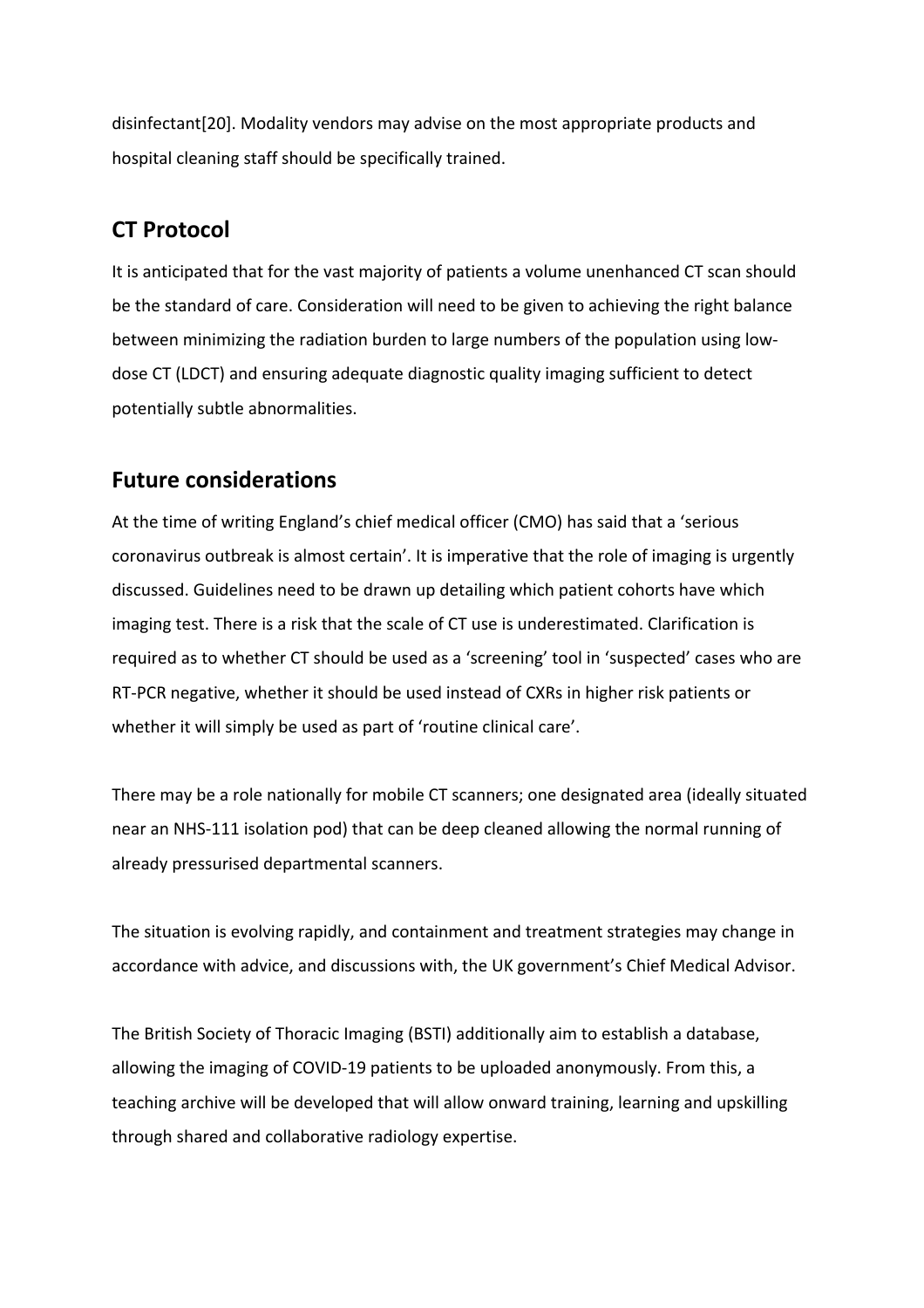disinfectant[20]. Modality vendors may advise on the most appropriate products and hospital cleaning staff should be specifically trained.

## CT Protocol

It is anticipated that for the vast majority of patients a volume unenhanced CT scan should be the standard of care. Consideration will need to be given to achieving the right balance between minimizing the radiation burden to large numbers of the population using low-dose CT (LDCT) and ensuring adequate diagnostic quality imaging sufficient to detect potentially subtle abnormalities.

## Future considerations

At the time of writing England's chief medical officer (CMO) has said that a 'serious coronavirus outbreak is almost certain'. It is imperative that the role of imaging is urgently discussed. Guidelines need to be drawn up detailing which patient cohorts have which imaging test. There is a risk that the scale of CT use is underestimated. Clarification is required as to whether CT should be used as a 'screening' tool in 'suspected' cases who are RT-PCR negative, whether it should be used instead of CXRs in higher risk patients or whether it will simply be used as part of 'routine clinical care'.

There may be a role nationally for mobile CT scanners; one designated area (ideally situated near an NHS-111 isolation pod) that can be deep cleaned allowing the normal running of already pressurised departmental scanners.

The situation is evolving rapidly, and containment and treatment strategies may change in accordance with advice, and discussions with, the UK government's Chief Medical Advisor.

The British Society of Thoracic Imaging (BSTI) additionally aim to establish a database, allowing the imaging of COVID-19 patients to be uploaded anonymously. From this, a teaching archive will be developed that will allow onward training, learning and upskilling through shared and collaborative radiology expertise.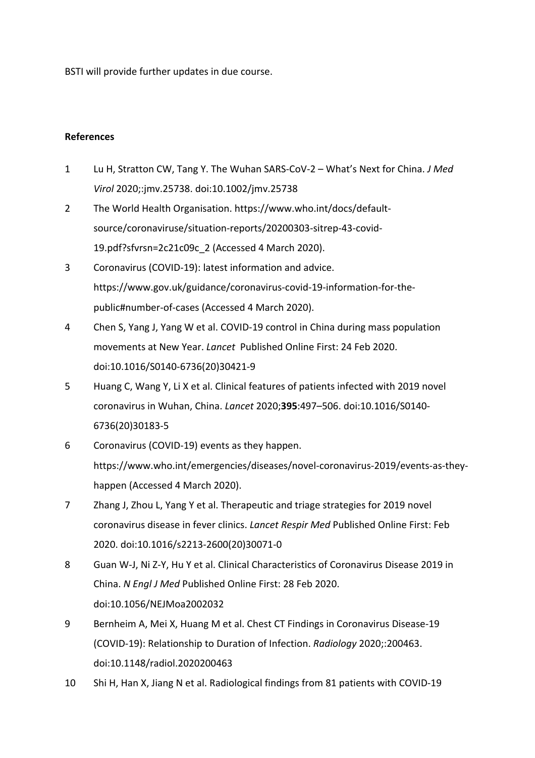BSTI will provide further updates in due course.

**References**

1. Lu H, Stratton CW, Tang Y. The Wuhan SARS-CoV-2 – What's Next for China. *J Med Virol* 2020;:jmv.25738. doi:10.1002/jmv.25738
2. The World Health Organisation. https://www.who.int/docs/default-source/coronaviruse/situation-reports/20200303-sitrep-43-covid-19.pdf?sfvrsn=2c21c09c_2 (Accessed 4 March 2020).
3. Coronavirus (COVID-19): latest information and advice. https://www.gov.uk/guidance/coronavirus-covid-19-information-for-the-public#number-of-cases (Accessed 4 March 2020).
4. Chen S, Yang J, Yang W et al. COVID-19 control in China during mass population movements at New Year. *Lancet* Published Online First: 24 Feb 2020. doi:10.1016/S0140-6736(20)30421-9
5. Huang C, Wang Y, Li X et al. Clinical features of patients infected with 2019 novel coronavirus in Wuhan, China. *Lancet* 2020;**395**:497–506. doi:10.1016/S0140-6736(20)30183-5
6. Coronavirus (COVID-19) events as they happen. https://www.who.int/emergencies/diseases/novel-coronavirus-2019/events-as-they-happen (Accessed 4 March 2020).
7. Zhang J, Zhou L, Yang Y et al. Therapeutic and triage strategies for 2019 novel coronavirus disease in fever clinics. *Lancet Respir Med* Published Online First: Feb 2020. doi:10.1016/s2213-2600(20)30071-0
8. Guan W-J, Ni Z-Y, Hu Y et al. Clinical Characteristics of Coronavirus Disease 2019 in China. *N Engl J Med* Published Online First: 28 Feb 2020. doi:10.1056/NEJMoa2002032
9. Bernheim A, Mei X, Huang M et al. Chest CT Findings in Coronavirus Disease-19 (COVID-19): Relationship to Duration of Infection. *Radiology* 2020;:200463. doi:10.1148/radiol.2020200463
10. Shi H, Han X, Jiang N et al. Radiological findings from 81 patients with COVID-19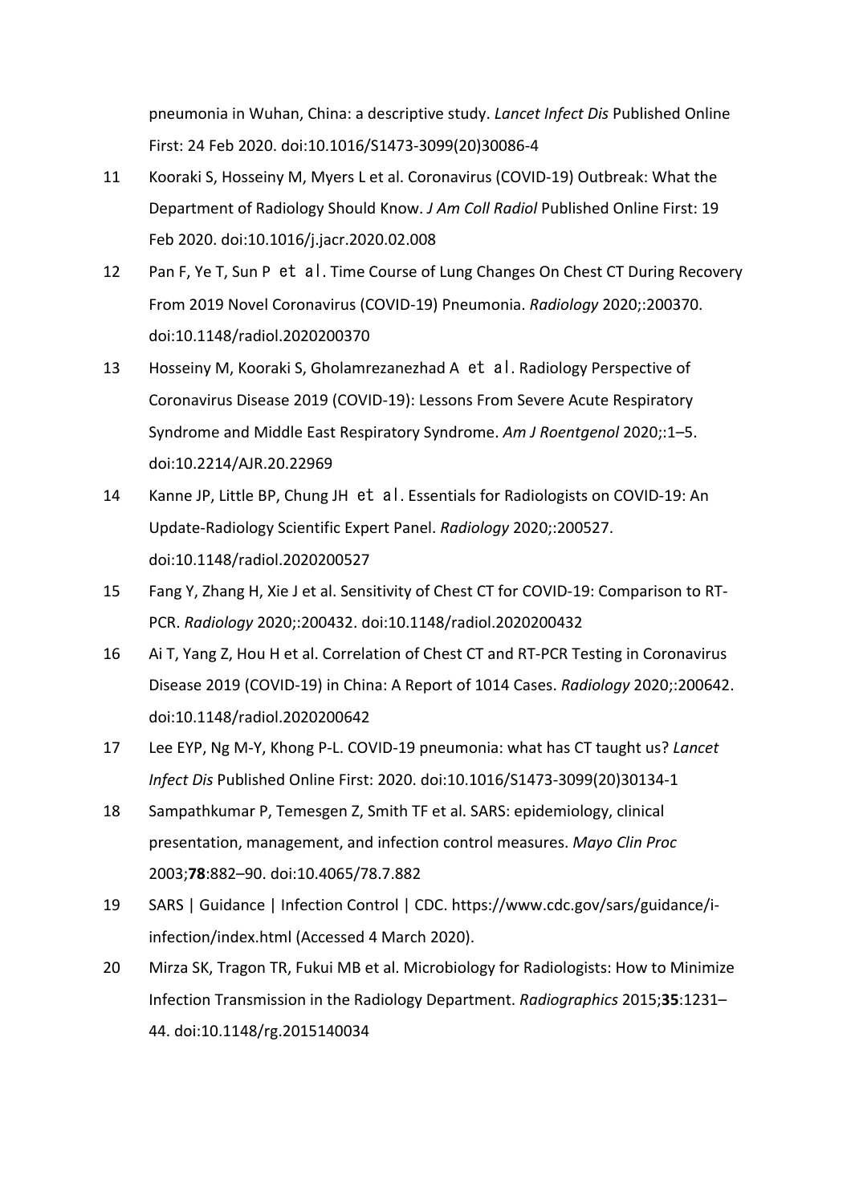pneumonia in Wuhan, China: a descriptive study. *Lancet Infect Dis* Published Online First: 24 Feb 2020. doi:10.1016/S1473-3099(20)30086-4

11. Kooraki S, Hosseiny M, Myers L et al. Coronavirus (COVID-19) Outbreak: What the Department of Radiology Should Know. *J Am Coll Radiol* Published Online First: 19 Feb 2020. doi:10.1016/j.jacr.2020.02.008
12. Pan F, Ye T, Sun P et al. Time Course of Lung Changes On Chest CT During Recovery From 2019 Novel Coronavirus (COVID-19) Pneumonia. *Radiology* 2020;:200370. doi:10.1148/radiol.2020200370
13. Hosseiny M, Kooraki S, Gholamrezanezhad A et al. Radiology Perspective of Coronavirus Disease 2019 (COVID-19): Lessons From Severe Acute Respiratory Syndrome and Middle East Respiratory Syndrome. *Am J Roentgenol* 2020;:1–5. doi:10.2214/AJR.20.22969
14. Kanne JP, Little BP, Chung JH et al. Essentials for Radiologists on COVID-19: An Update-Radiology Scientific Expert Panel. *Radiology* 2020;:200527. doi:10.1148/radiol.2020200527
15. Fang Y, Zhang H, Xie J et al. Sensitivity of Chest CT for COVID-19: Comparison to RT-PCR. *Radiology* 2020;:200432. doi:10.1148/radiol.2020200432
16. Ai T, Yang Z, Hou H et al. Correlation of Chest CT and RT-PCR Testing in Coronavirus Disease 2019 (COVID-19) in China: A Report of 1014 Cases. *Radiology* 2020;:200642. doi:10.1148/radiol.2020200642
17. Lee EYP, Ng M-Y, Khong P-L. COVID-19 pneumonia: what has CT taught us? *Lancet Infect Dis* Published Online First: 2020. doi:10.1016/S1473-3099(20)30134-1
18. Sampathkumar P, Temesgen Z, Smith TF et al. SARS: epidemiology, clinical presentation, management, and infection control measures. *Mayo Clin Proc* 2003;**78**:882–90. doi:10.4065/78.7.882
19. SARS | Guidance | Infection Control | CDC. https://www.cdc.gov/sars/guidance/i-infection/index.html (Accessed 4 March 2020).
20. Mirza SK, Tragon TR, Fukui MB et al. Microbiology for Radiologists: How to Minimize Infection Transmission in the Radiology Department. *Radiographics* 2015;**35**:1231–44. doi:10.1148/rg.2015140034